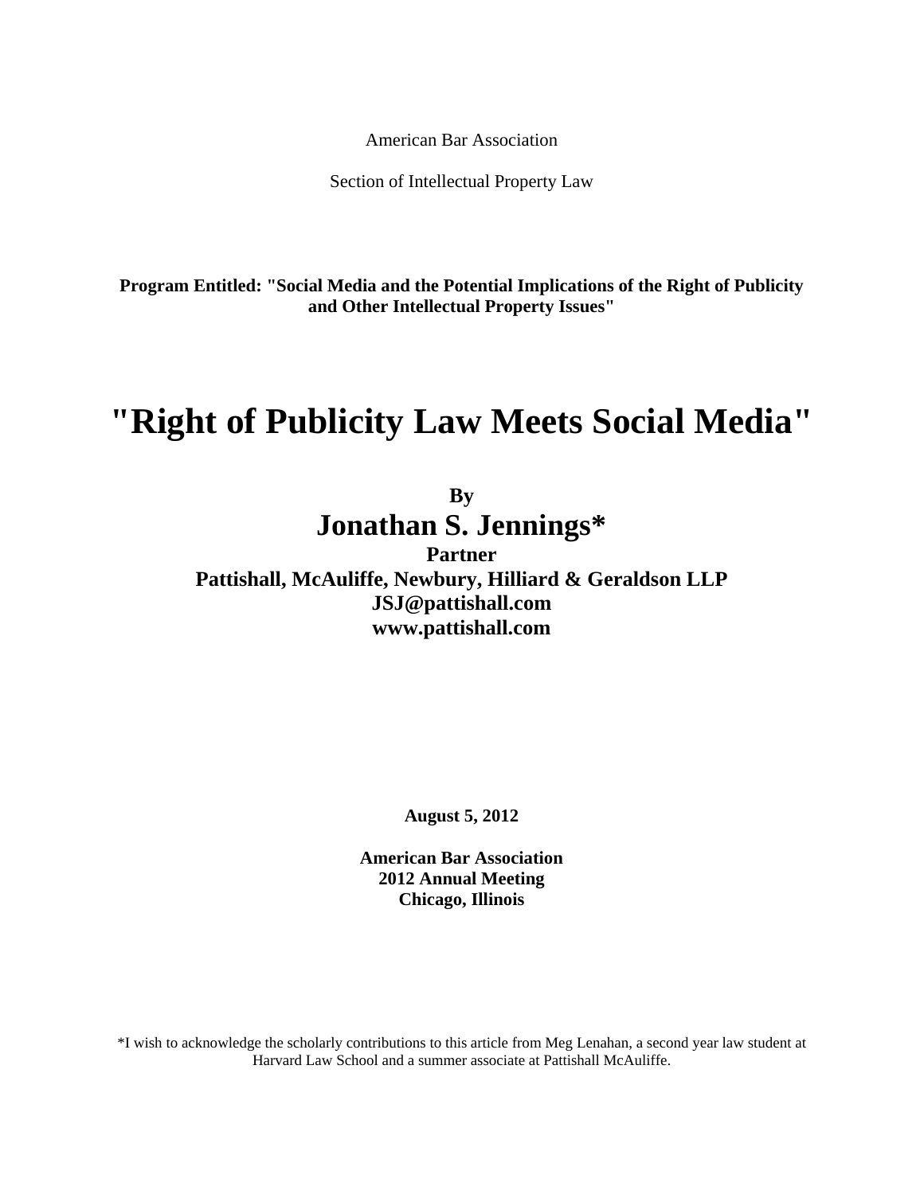American Bar Association

Section of Intellectual Property Law

**Program Entitled: "Social Media and the Potential Implications of the Right of Publicity and Other Intellectual Property Issues"**

# "Right of Publicity Law Meets Social Media"

**By**

## Jonathan S. Jennings*

**Partner**

**Pattishall, McAuliffe, Newbury, Hilliard & Geraldson LLP**

**JSJ@pattishall.com**

**www.pattishall.com**

**August 5, 2012**

**American Bar Association**
**2012 Annual Meeting**
**Chicago, Illinois**

*I wish to acknowledge the scholarly contributions to this article from Meg Lenahan, a second year law student at Harvard Law School and a summer associate at Pattishall McAuliffe.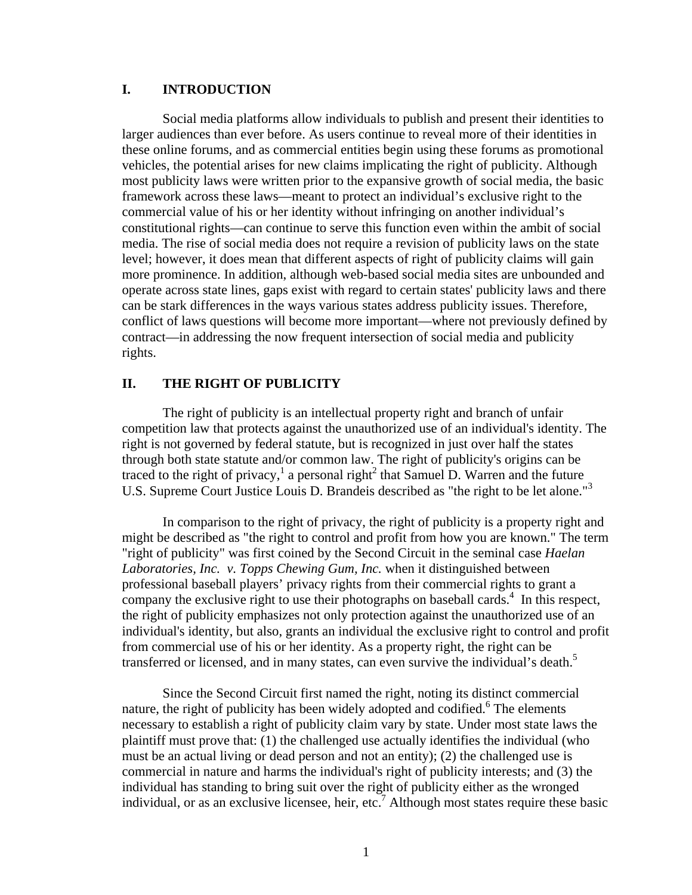## I. INTRODUCTION

Social media platforms allow individuals to publish and present their identities to larger audiences than ever before. As users continue to reveal more of their identities in these online forums, and as commercial entities begin using these forums as promotional vehicles, the potential arises for new claims implicating the right of publicity. Although most publicity laws were written prior to the expansive growth of social media, the basic framework across these laws—meant to protect an individual's exclusive right to the commercial value of his or her identity without infringing on another individual's constitutional rights—can continue to serve this function even within the ambit of social media. The rise of social media does not require a revision of publicity laws on the state level; however, it does mean that different aspects of right of publicity claims will gain more prominence. In addition, although web-based social media sites are unbounded and operate across state lines, gaps exist with regard to certain states' publicity laws and there can be stark differences in the ways various states address publicity issues. Therefore, conflict of laws questions will become more important—where not previously defined by contract—in addressing the now frequent intersection of social media and publicity rights.

## II. THE RIGHT OF PUBLICITY

The right of publicity is an intellectual property right and branch of unfair competition law that protects against the unauthorized use of an individual's identity. The right is not governed by federal statute, but is recognized in just over half the states through both state statute and/or common law. The right of publicity's origins can be traced to the right of privacy,[1] a personal right[2] that Samuel D. Warren and the future U.S. Supreme Court Justice Louis D. Brandeis described as "the right to be let alone."[3]

In comparison to the right of privacy, the right of publicity is a property right and might be described as "the right to control and profit from how you are known." The term "right of publicity" was first coined by the Second Circuit in the seminal case *Haelan Laboratories, Inc. v. Topps Chewing Gum, Inc.* when it distinguished between professional baseball players' privacy rights from their commercial rights to grant a company the exclusive right to use their photographs on baseball cards.[4] In this respect, the right of publicity emphasizes not only protection against the unauthorized use of an individual's identity, but also, grants an individual the exclusive right to control and profit from commercial use of his or her identity. As a property right, the right can be transferred or licensed, and in many states, can even survive the individual's death.[5]

Since the Second Circuit first named the right, noting its distinct commercial nature, the right of publicity has been widely adopted and codified.[6] The elements necessary to establish a right of publicity claim vary by state. Under most state laws the plaintiff must prove that: (1) the challenged use actually identifies the individual (who must be an actual living or dead person and not an entity); (2) the challenged use is commercial in nature and harms the individual's right of publicity interests; and (3) the individual has standing to bring suit over the right of publicity either as the wronged individual, or as an exclusive licensee, heir, etc.[7] Although most states require these basic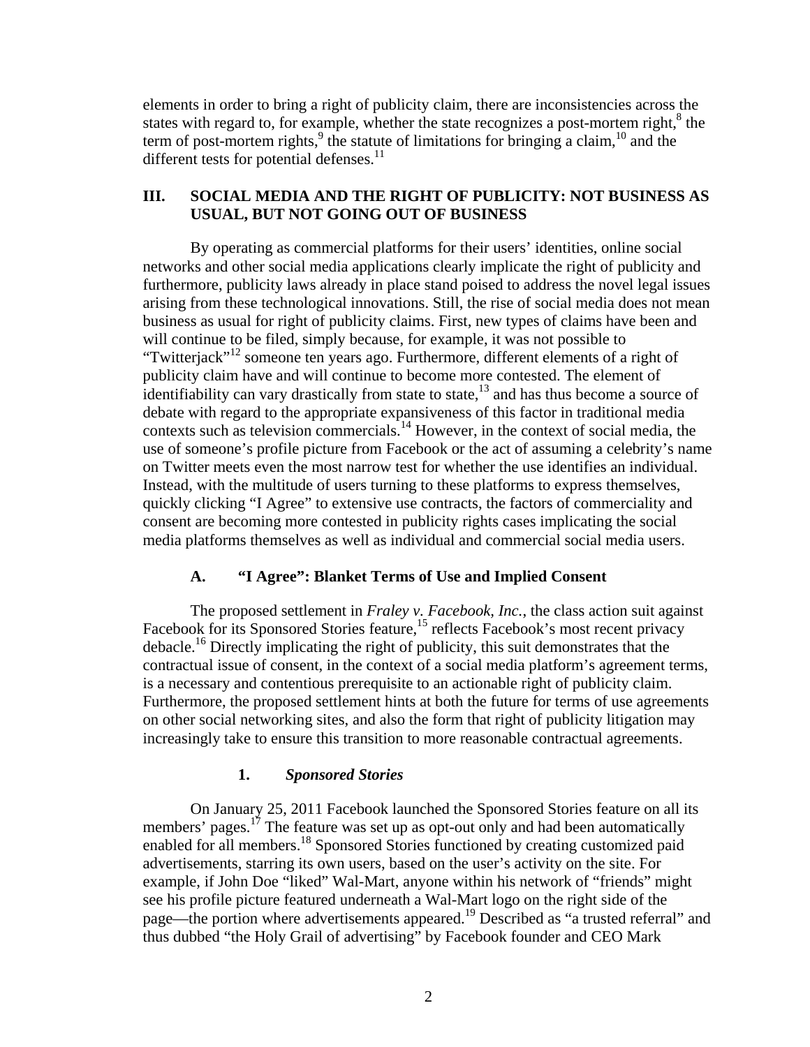elements in order to bring a right of publicity claim, there are inconsistencies across the states with regard to, for example, whether the state recognizes a post-mortem right,[8] the term of post-mortem rights,[9] the statute of limitations for bringing a claim,[10] and the different tests for potential defenses.[11]

## III. SOCIAL MEDIA AND THE RIGHT OF PUBLICITY: NOT BUSINESS AS USUAL, BUT NOT GOING OUT OF BUSINESS

By operating as commercial platforms for their users' identities, online social networks and other social media applications clearly implicate the right of publicity and furthermore, publicity laws already in place stand poised to address the novel legal issues arising from these technological innovations. Still, the rise of social media does not mean business as usual for right of publicity claims. First, new types of claims have been and will continue to be filed, simply because, for example, it was not possible to "Twitterjack"[12] someone ten years ago. Furthermore, different elements of a right of publicity claim have and will continue to become more contested. The element of identifiability can vary drastically from state to state,[13] and has thus become a source of debate with regard to the appropriate expansiveness of this factor in traditional media contexts such as television commercials.[14] However, in the context of social media, the use of someone's profile picture from Facebook or the act of assuming a celebrity's name on Twitter meets even the most narrow test for whether the use identifies an individual. Instead, with the multitude of users turning to these platforms to express themselves, quickly clicking "I Agree" to extensive use contracts, the factors of commerciality and consent are becoming more contested in publicity rights cases implicating the social media platforms themselves as well as individual and commercial social media users.

### A. "I Agree": Blanket Terms of Use and Implied Consent

The proposed settlement in *Fraley v. Facebook, Inc.*, the class action suit against Facebook for its Sponsored Stories feature,[15] reflects Facebook's most recent privacy debacle.[16] Directly implicating the right of publicity, this suit demonstrates that the contractual issue of consent, in the context of a social media platform's agreement terms, is a necessary and contentious prerequisite to an actionable right of publicity claim. Furthermore, the proposed settlement hints at both the future for terms of use agreements on other social networking sites, and also the form that right of publicity litigation may increasingly take to ensure this transition to more reasonable contractual agreements.

#### 1. *Sponsored Stories*

On January 25, 2011 Facebook launched the Sponsored Stories feature on all its members' pages.[17] The feature was set up as opt-out only and had been automatically enabled for all members.[18] Sponsored Stories functioned by creating customized paid advertisements, starring its own users, based on the user's activity on the site. For example, if John Doe "liked" Wal-Mart, anyone within his network of "friends" might see his profile picture featured underneath a Wal-Mart logo on the right side of the page—the portion where advertisements appeared.[19] Described as "a trusted referral" and thus dubbed "the Holy Grail of advertising" by Facebook founder and CEO Mark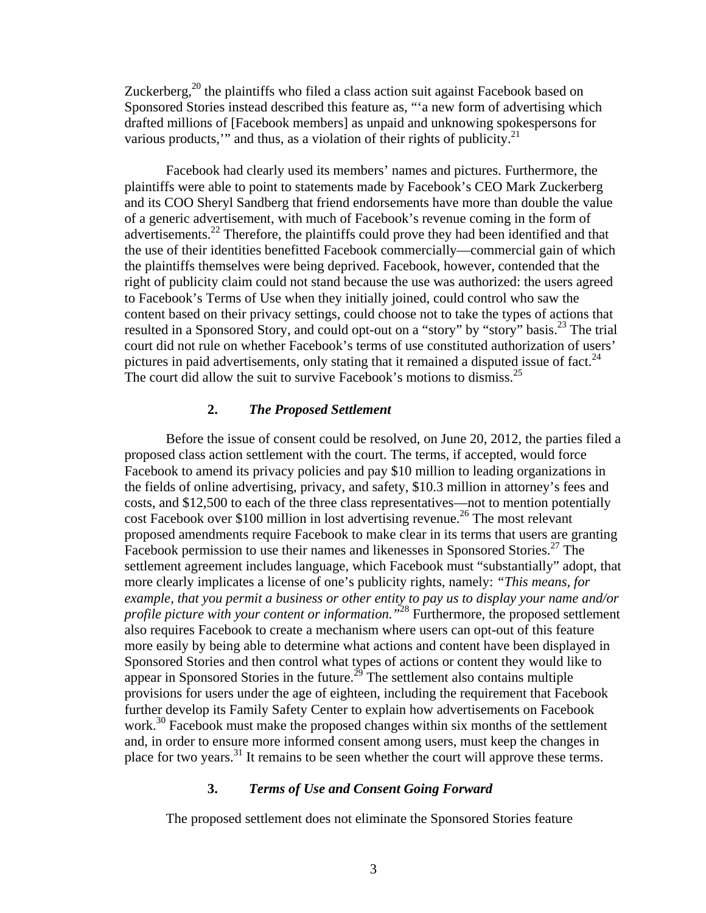Zuckerberg,[20] the plaintiffs who filed a class action suit against Facebook based on Sponsored Stories instead described this feature as, "'a new form of advertising which drafted millions of [Facebook members] as unpaid and unknowing spokespersons for various products,'" and thus, as a violation of their rights of publicity.[21]

Facebook had clearly used its members' names and pictures. Furthermore, the plaintiffs were able to point to statements made by Facebook's CEO Mark Zuckerberg and its COO Sheryl Sandberg that friend endorsements have more than double the value of a generic advertisement, with much of Facebook's revenue coming in the form of advertisements.[22] Therefore, the plaintiffs could prove they had been identified and that the use of their identities benefitted Facebook commercially—commercial gain of which the plaintiffs themselves were being deprived. Facebook, however, contended that the right of publicity claim could not stand because the use was authorized: the users agreed to Facebook's Terms of Use when they initially joined, could control who saw the content based on their privacy settings, could choose not to take the types of actions that resulted in a Sponsored Story, and could opt-out on a "story" by "story" basis.[23] The trial court did not rule on whether Facebook's terms of use constituted authorization of users' pictures in paid advertisements, only stating that it remained a disputed issue of fact.[24] The court did allow the suit to survive Facebook's motions to dismiss.[25]

### 2. *The Proposed Settlement*

Before the issue of consent could be resolved, on June 20, 2012, the parties filed a proposed class action settlement with the court. The terms, if accepted, would force Facebook to amend its privacy policies and pay $10 million to leading organizations in the fields of online advertising, privacy, and safety, $10.3 million in attorney's fees and costs, and $12,500 to each of the three class representatives—not to mention potentially cost Facebook over $100 million in lost advertising revenue.[26] The most relevant proposed amendments require Facebook to make clear in its terms that users are granting Facebook permission to use their names and likenesses in Sponsored Stories.[27] The settlement agreement includes language, which Facebook must "substantially" adopt, that more clearly implicates a license of one's publicity rights, namely: *"This means, for example, that you permit a business or other entity to pay us to display your name and/or profile picture with your content or information."*[28] Furthermore, the proposed settlement also requires Facebook to create a mechanism where users can opt-out of this feature more easily by being able to determine what actions and content have been displayed in Sponsored Stories and then control what types of actions or content they would like to appear in Sponsored Stories in the future.[29] The settlement also contains multiple provisions for users under the age of eighteen, including the requirement that Facebook further develop its Family Safety Center to explain how advertisements on Facebook work.[30] Facebook must make the proposed changes within six months of the settlement and, in order to ensure more informed consent among users, must keep the changes in place for two years.[31] It remains to be seen whether the court will approve these terms.

### 3. *Terms of Use and Consent Going Forward*

The proposed settlement does not eliminate the Sponsored Stories feature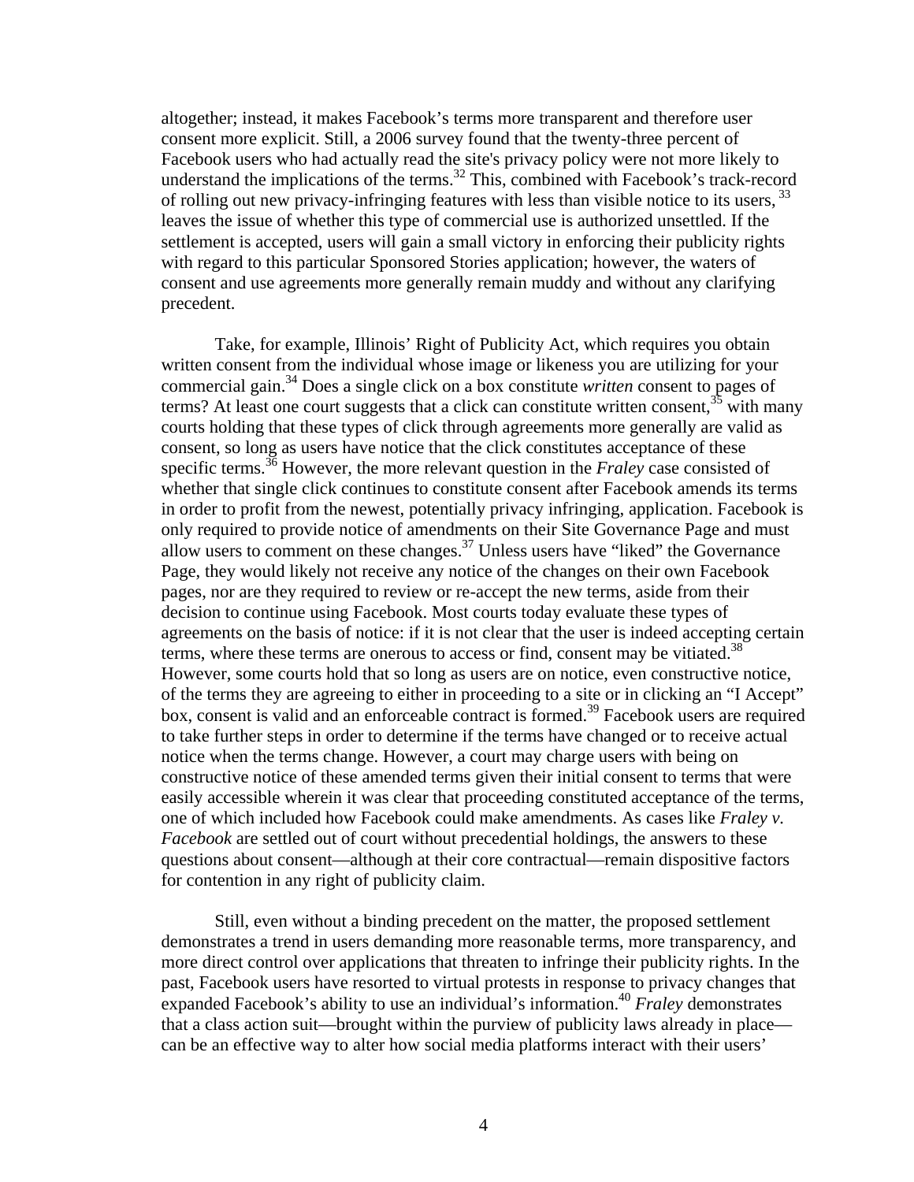altogether; instead, it makes Facebook's terms more transparent and therefore user consent more explicit. Still, a 2006 survey found that the twenty-three percent of Facebook users who had actually read the site's privacy policy were not more likely to understand the implications of the terms.[32] This, combined with Facebook's track-record of rolling out new privacy-infringing features with less than visible notice to its users,[33] leaves the issue of whether this type of commercial use is authorized unsettled. If the settlement is accepted, users will gain a small victory in enforcing their publicity rights with regard to this particular Sponsored Stories application; however, the waters of consent and use agreements more generally remain muddy and without any clarifying precedent.

Take, for example, Illinois' Right of Publicity Act, which requires you obtain written consent from the individual whose image or likeness you are utilizing for your commercial gain.[34] Does a single click on a box constitute *written* consent to pages of terms? At least one court suggests that a click can constitute written consent,[35] with many courts holding that these types of click through agreements more generally are valid as consent, so long as users have notice that the click constitutes acceptance of these specific terms.[36] However, the more relevant question in the *Fraley* case consisted of whether that single click continues to constitute consent after Facebook amends its terms in order to profit from the newest, potentially privacy infringing, application. Facebook is only required to provide notice of amendments on their Site Governance Page and must allow users to comment on these changes.[37] Unless users have "liked" the Governance Page, they would likely not receive any notice of the changes on their own Facebook pages, nor are they required to review or re-accept the new terms, aside from their decision to continue using Facebook. Most courts today evaluate these types of agreements on the basis of notice: if it is not clear that the user is indeed accepting certain terms, where these terms are onerous to access or find, consent may be vitiated.[38] However, some courts hold that so long as users are on notice, even constructive notice, of the terms they are agreeing to either in proceeding to a site or in clicking an "I Accept" box, consent is valid and an enforceable contract is formed.[39] Facebook users are required to take further steps in order to determine if the terms have changed or to receive actual notice when the terms change. However, a court may charge users with being on constructive notice of these amended terms given their initial consent to terms that were easily accessible wherein it was clear that proceeding constituted acceptance of the terms, one of which included how Facebook could make amendments. As cases like *Fraley v. Facebook* are settled out of court without precedential holdings, the answers to these questions about consent—although at their core contractual—remain dispositive factors for contention in any right of publicity claim.

Still, even without a binding precedent on the matter, the proposed settlement demonstrates a trend in users demanding more reasonable terms, more transparency, and more direct control over applications that threaten to infringe their publicity rights. In the past, Facebook users have resorted to virtual protests in response to privacy changes that expanded Facebook's ability to use an individual's information.[40] *Fraley* demonstrates that a class action suit—brought within the purview of publicity laws already in place—can be an effective way to alter how social media platforms interact with their users'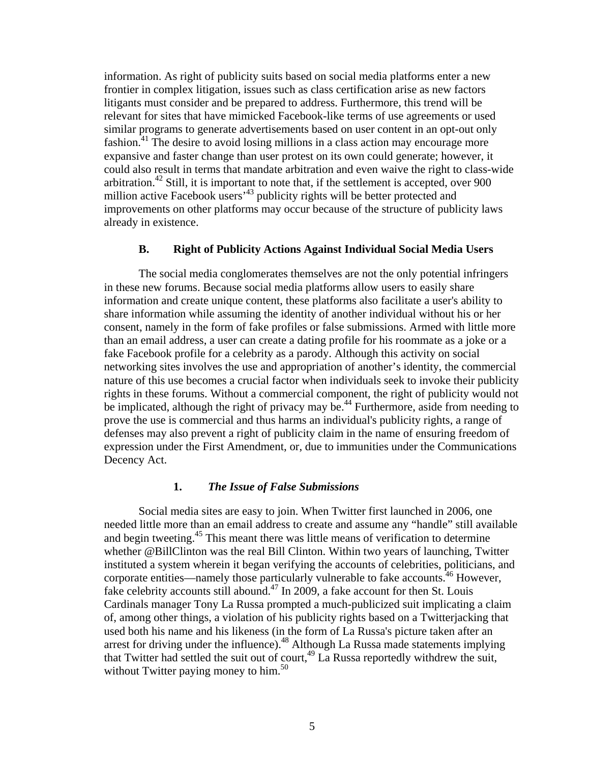information. As right of publicity suits based on social media platforms enter a new frontier in complex litigation, issues such as class certification arise as new factors litigants must consider and be prepared to address. Furthermore, this trend will be relevant for sites that have mimicked Facebook-like terms of use agreements or used similar programs to generate advertisements based on user content in an opt-out only fashion.[41] The desire to avoid losing millions in a class action may encourage more expansive and faster change than user protest on its own could generate; however, it could also result in terms that mandate arbitration and even waive the right to class-wide arbitration.[42] Still, it is important to note that, if the settlement is accepted, over 900 million active Facebook users'[43] publicity rights will be better protected and improvements on other platforms may occur because of the structure of publicity laws already in existence.

### B. Right of Publicity Actions Against Individual Social Media Users

The social media conglomerates themselves are not the only potential infringers in these new forums. Because social media platforms allow users to easily share information and create unique content, these platforms also facilitate a user's ability to share information while assuming the identity of another individual without his or her consent, namely in the form of fake profiles or false submissions. Armed with little more than an email address, a user can create a dating profile for his roommate as a joke or a fake Facebook profile for a celebrity as a parody. Although this activity on social networking sites involves the use and appropriation of another's identity, the commercial nature of this use becomes a crucial factor when individuals seek to invoke their publicity rights in these forums. Without a commercial component, the right of publicity would not be implicated, although the right of privacy may be.[44] Furthermore, aside from needing to prove the use is commercial and thus harms an individual's publicity rights, a range of defenses may also prevent a right of publicity claim in the name of ensuring freedom of expression under the First Amendment, or, due to immunities under the Communications Decency Act.

#### 1. *The Issue of False Submissions*

Social media sites are easy to join. When Twitter first launched in 2006, one needed little more than an email address to create and assume any "handle" still available and begin tweeting.[45] This meant there was little means of verification to determine whether @BillClinton was the real Bill Clinton. Within two years of launching, Twitter instituted a system wherein it began verifying the accounts of celebrities, politicians, and corporate entities—namely those particularly vulnerable to fake accounts.[46] However, fake celebrity accounts still abound.[47] In 2009, a fake account for then St. Louis Cardinals manager Tony La Russa prompted a much-publicized suit implicating a claim of, among other things, a violation of his publicity rights based on a Twitterjacking that used both his name and his likeness (in the form of La Russa's picture taken after an arrest for driving under the influence).[48] Although La Russa made statements implying that Twitter had settled the suit out of court,[49] La Russa reportedly withdrew the suit, without Twitter paying money to him.[50]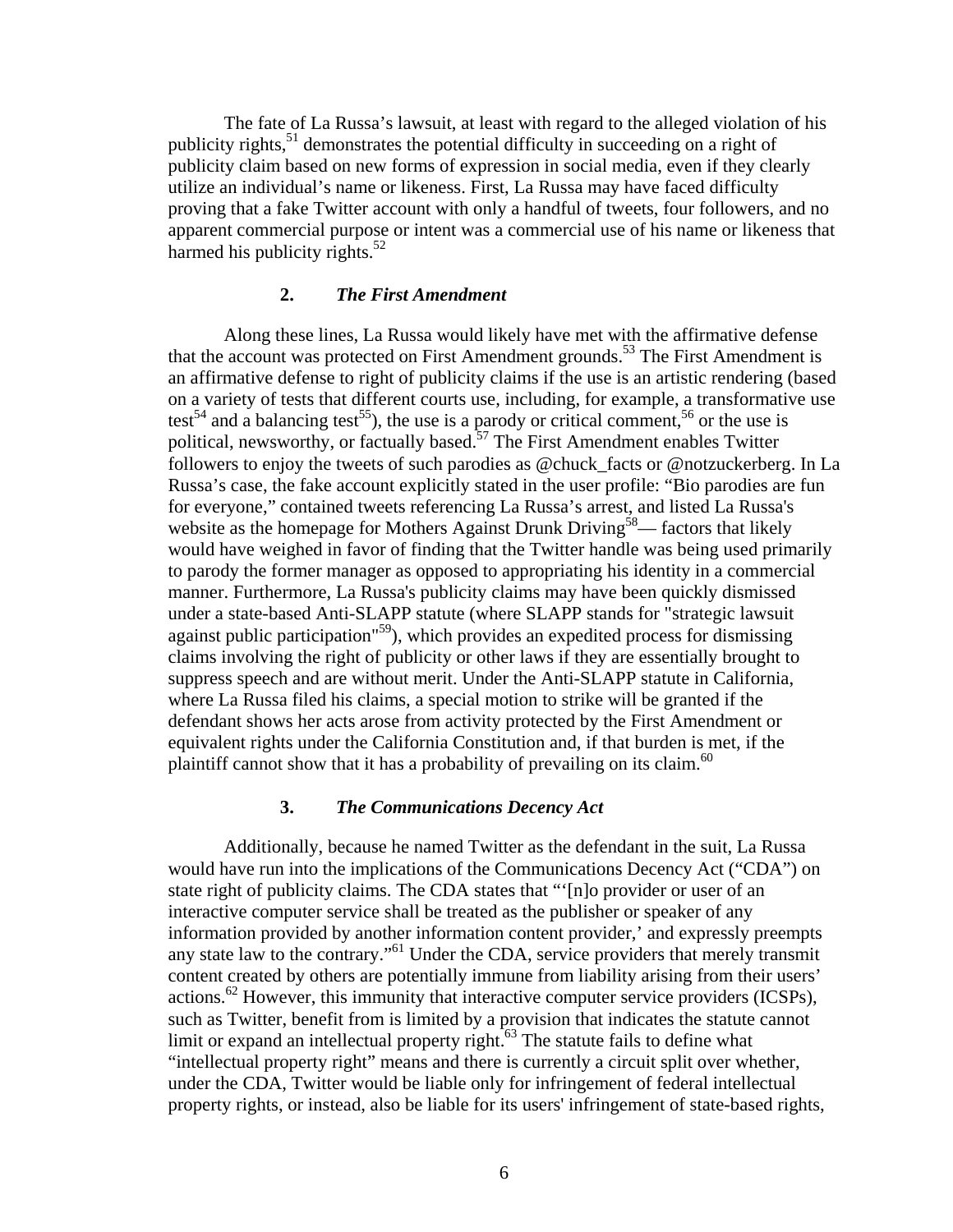The fate of La Russa's lawsuit, at least with regard to the alleged violation of his publicity rights,[51] demonstrates the potential difficulty in succeeding on a right of publicity claim based on new forms of expression in social media, even if they clearly utilize an individual's name or likeness. First, La Russa may have faced difficulty proving that a fake Twitter account with only a handful of tweets, four followers, and no apparent commercial purpose or intent was a commercial use of his name or likeness that harmed his publicity rights.[52]

### 2. *The First Amendment*

Along these lines, La Russa would likely have met with the affirmative defense that the account was protected on First Amendment grounds.[53] The First Amendment is an affirmative defense to right of publicity claims if the use is an artistic rendering (based on a variety of tests that different courts use, including, for example, a transformative use test[54] and a balancing test[55]), the use is a parody or critical comment,[56] or the use is political, newsworthy, or factually based.[57] The First Amendment enables Twitter followers to enjoy the tweets of such parodies as @chuck_facts or @notzuckerberg. In La Russa's case, the fake account explicitly stated in the user profile: "Bio parodies are fun for everyone," contained tweets referencing La Russa's arrest, and listed La Russa's website as the homepage for Mothers Against Drunk Driving[58]— factors that likely would have weighed in favor of finding that the Twitter handle was being used primarily to parody the former manager as opposed to appropriating his identity in a commercial manner. Furthermore, La Russa's publicity claims may have been quickly dismissed under a state-based Anti-SLAPP statute (where SLAPP stands for "strategic lawsuit against public participation"[59]), which provides an expedited process for dismissing claims involving the right of publicity or other laws if they are essentially brought to suppress speech and are without merit. Under the Anti-SLAPP statute in California, where La Russa filed his claims, a special motion to strike will be granted if the defendant shows her acts arose from activity protected by the First Amendment or equivalent rights under the California Constitution and, if that burden is met, if the plaintiff cannot show that it has a probability of prevailing on its claim.[60]

### 3. *The Communications Decency Act*

Additionally, because he named Twitter as the defendant in the suit, La Russa would have run into the implications of the Communications Decency Act ("CDA") on state right of publicity claims. The CDA states that "'[n]o provider or user of an interactive computer service shall be treated as the publisher or speaker of any information provided by another information content provider,' and expressly preempts any state law to the contrary."[61] Under the CDA, service providers that merely transmit content created by others are potentially immune from liability arising from their users' actions.[62] However, this immunity that interactive computer service providers (ICSPs), such as Twitter, benefit from is limited by a provision that indicates the statute cannot limit or expand an intellectual property right.[63] The statute fails to define what "intellectual property right" means and there is currently a circuit split over whether, under the CDA, Twitter would be liable only for infringement of federal intellectual property rights, or instead, also be liable for its users' infringement of state-based rights,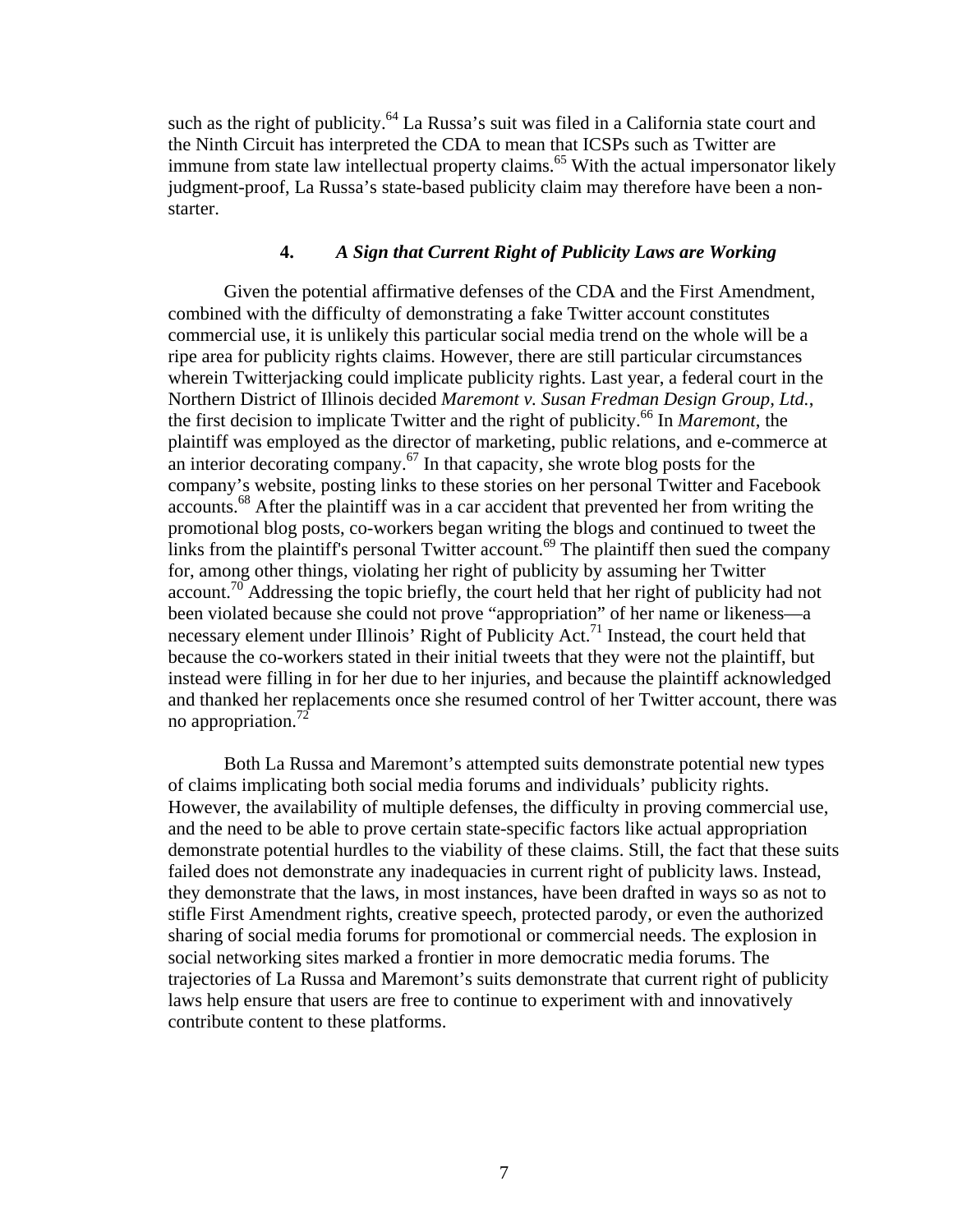such as the right of publicity.[64] La Russa's suit was filed in a California state court and the Ninth Circuit has interpreted the CDA to mean that ICSPs such as Twitter are immune from state law intellectual property claims.[65] With the actual impersonator likely judgment-proof, La Russa's state-based publicity claim may therefore have been a non-starter.

#### 4. *A Sign that Current Right of Publicity Laws are Working*

Given the potential affirmative defenses of the CDA and the First Amendment, combined with the difficulty of demonstrating a fake Twitter account constitutes commercial use, it is unlikely this particular social media trend on the whole will be a ripe area for publicity rights claims. However, there are still particular circumstances wherein Twitterjacking could implicate publicity rights. Last year, a federal court in the Northern District of Illinois decided *Maremont v. Susan Fredman Design Group, Ltd.*, the first decision to implicate Twitter and the right of publicity.[66] In *Maremont*, the plaintiff was employed as the director of marketing, public relations, and e-commerce at an interior decorating company.[67] In that capacity, she wrote blog posts for the company's website, posting links to these stories on her personal Twitter and Facebook accounts.[68] After the plaintiff was in a car accident that prevented her from writing the promotional blog posts, co-workers began writing the blogs and continued to tweet the links from the plaintiff's personal Twitter account.[69] The plaintiff then sued the company for, among other things, violating her right of publicity by assuming her Twitter account.[70] Addressing the topic briefly, the court held that her right of publicity had not been violated because she could not prove "appropriation" of her name or likeness—a necessary element under Illinois' Right of Publicity Act.[71] Instead, the court held that because the co-workers stated in their initial tweets that they were not the plaintiff, but instead were filling in for her due to her injuries, and because the plaintiff acknowledged and thanked her replacements once she resumed control of her Twitter account, there was no appropriation.[72]

Both La Russa and Maremont's attempted suits demonstrate potential new types of claims implicating both social media forums and individuals' publicity rights. However, the availability of multiple defenses, the difficulty in proving commercial use, and the need to be able to prove certain state-specific factors like actual appropriation demonstrate potential hurdles to the viability of these claims. Still, the fact that these suits failed does not demonstrate any inadequacies in current right of publicity laws. Instead, they demonstrate that the laws, in most instances, have been drafted in ways so as not to stifle First Amendment rights, creative speech, protected parody, or even the authorized sharing of social media forums for promotional or commercial needs. The explosion in social networking sites marked a frontier in more democratic media forums. The trajectories of La Russa and Maremont's suits demonstrate that current right of publicity laws help ensure that users are free to continue to experiment with and innovatively contribute content to these platforms.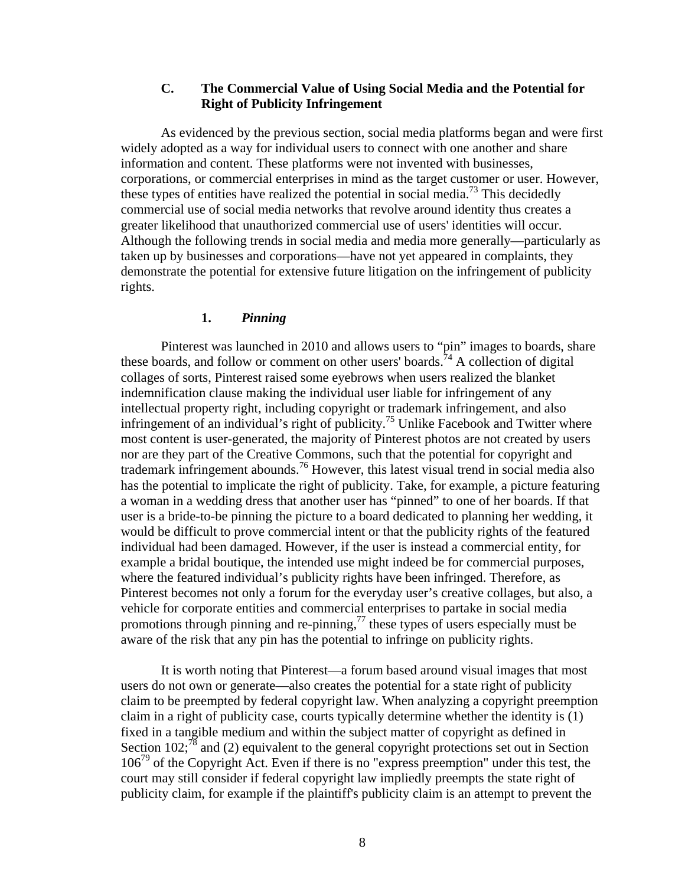### C. The Commercial Value of Using Social Media and the Potential for Right of Publicity Infringement

As evidenced by the previous section, social media platforms began and were first widely adopted as a way for individual users to connect with one another and share information and content. These platforms were not invented with businesses, corporations, or commercial enterprises in mind as the target customer or user. However, these types of entities have realized the potential in social media.[73] This decidedly commercial use of social media networks that revolve around identity thus creates a greater likelihood that unauthorized commercial use of users' identities will occur. Although the following trends in social media and media more generally—particularly as taken up by businesses and corporations—have not yet appeared in complaints, they demonstrate the potential for extensive future litigation on the infringement of publicity rights.

#### 1. *Pinning*

Pinterest was launched in 2010 and allows users to "pin" images to boards, share these boards, and follow or comment on other users' boards.[74] A collection of digital collages of sorts, Pinterest raised some eyebrows when users realized the blanket indemnification clause making the individual user liable for infringement of any intellectual property right, including copyright or trademark infringement, and also infringement of an individual's right of publicity.[75] Unlike Facebook and Twitter where most content is user-generated, the majority of Pinterest photos are not created by users nor are they part of the Creative Commons, such that the potential for copyright and trademark infringement abounds.[76] However, this latest visual trend in social media also has the potential to implicate the right of publicity. Take, for example, a picture featuring a woman in a wedding dress that another user has "pinned" to one of her boards. If that user is a bride-to-be pinning the picture to a board dedicated to planning her wedding, it would be difficult to prove commercial intent or that the publicity rights of the featured individual had been damaged. However, if the user is instead a commercial entity, for example a bridal boutique, the intended use might indeed be for commercial purposes, where the featured individual's publicity rights have been infringed. Therefore, as Pinterest becomes not only a forum for the everyday user's creative collages, but also, a vehicle for corporate entities and commercial enterprises to partake in social media promotions through pinning and re-pinning,[77] these types of users especially must be aware of the risk that any pin has the potential to infringe on publicity rights.

It is worth noting that Pinterest—a forum based around visual images that most users do not own or generate—also creates the potential for a state right of publicity claim to be preempted by federal copyright law. When analyzing a copyright preemption claim in a right of publicity case, courts typically determine whether the identity is (1) fixed in a tangible medium and within the subject matter of copyright as defined in Section 102;[78] and (2) equivalent to the general copyright protections set out in Section 106[79] of the Copyright Act. Even if there is no "express preemption" under this test, the court may still consider if federal copyright law impliedly preempts the state right of publicity claim, for example if the plaintiff's publicity claim is an attempt to prevent the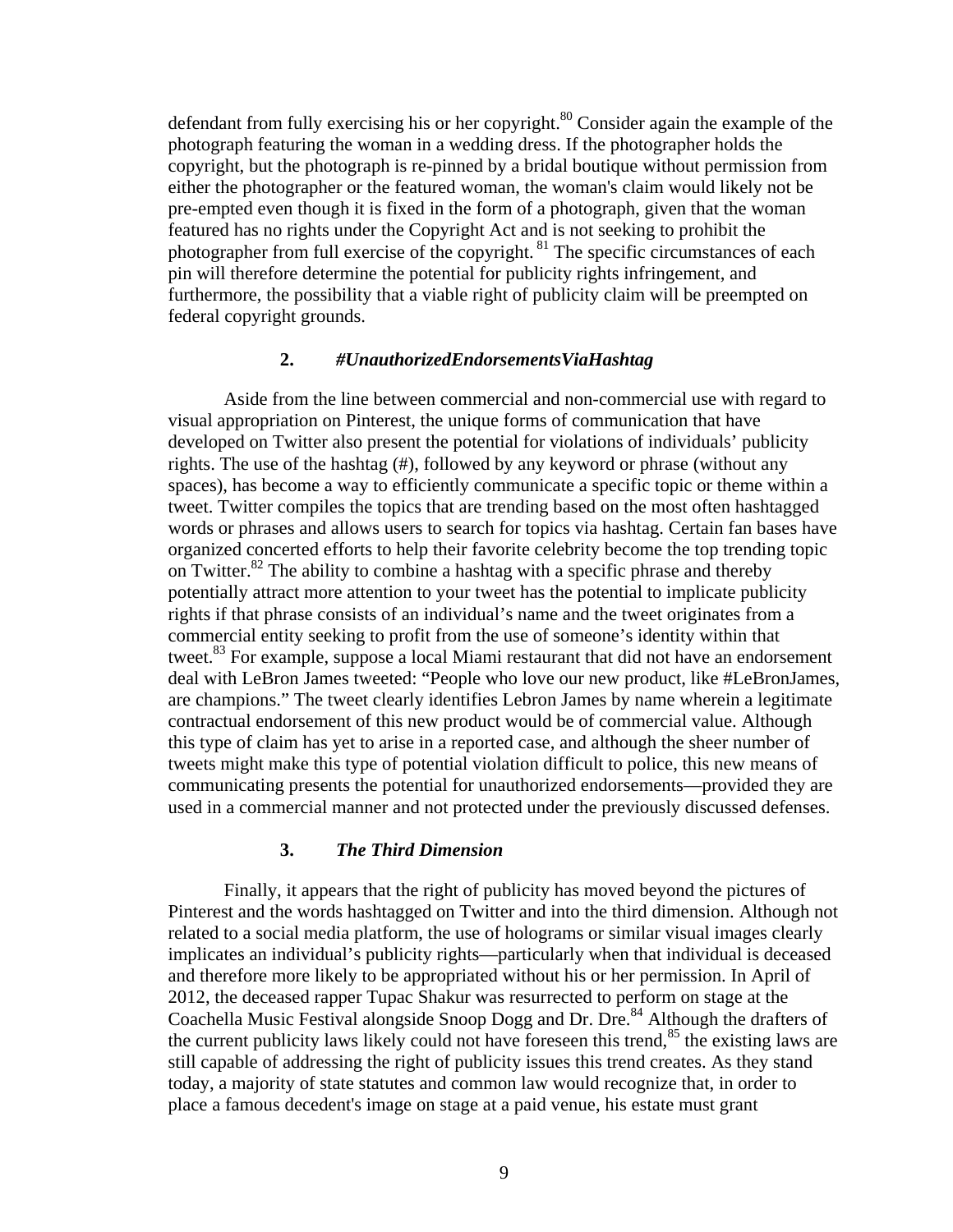defendant from fully exercising his or her copyright.[80] Consider again the example of the photograph featuring the woman in a wedding dress. If the photographer holds the copyright, but the photograph is re-pinned by a bridal boutique without permission from either the photographer or the featured woman, the woman's claim would likely not be pre-empted even though it is fixed in the form of a photograph, given that the woman featured has no rights under the Copyright Act and is not seeking to prohibit the photographer from full exercise of the copyright. [81] The specific circumstances of each pin will therefore determine the potential for publicity rights infringement, and furthermore, the possibility that a viable right of publicity claim will be preempted on federal copyright grounds.

### 2. *#UnauthorizedEndorsementsViaHashtag*

Aside from the line between commercial and non-commercial use with regard to visual appropriation on Pinterest, the unique forms of communication that have developed on Twitter also present the potential for violations of individuals' publicity rights. The use of the hashtag (#), followed by any keyword or phrase (without any spaces), has become a way to efficiently communicate a specific topic or theme within a tweet. Twitter compiles the topics that are trending based on the most often hashtagged words or phrases and allows users to search for topics via hashtag. Certain fan bases have organized concerted efforts to help their favorite celebrity become the top trending topic on Twitter.[82] The ability to combine a hashtag with a specific phrase and thereby potentially attract more attention to your tweet has the potential to implicate publicity rights if that phrase consists of an individual's name and the tweet originates from a commercial entity seeking to profit from the use of someone's identity within that tweet.[83] For example, suppose a local Miami restaurant that did not have an endorsement deal with LeBron James tweeted: "People who love our new product, like #LeBronJames, are champions." The tweet clearly identifies Lebron James by name wherein a legitimate contractual endorsement of this new product would be of commercial value. Although this type of claim has yet to arise in a reported case, and although the sheer number of tweets might make this type of potential violation difficult to police, this new means of communicating presents the potential for unauthorized endorsements—provided they are used in a commercial manner and not protected under the previously discussed defenses.

### 3. *The Third Dimension*

Finally, it appears that the right of publicity has moved beyond the pictures of Pinterest and the words hashtagged on Twitter and into the third dimension. Although not related to a social media platform, the use of holograms or similar visual images clearly implicates an individual's publicity rights—particularly when that individual is deceased and therefore more likely to be appropriated without his or her permission. In April of 2012, the deceased rapper Tupac Shakur was resurrected to perform on stage at the Coachella Music Festival alongside Snoop Dogg and Dr. Dre.[84] Although the drafters of the current publicity laws likely could not have foreseen this trend,[85] the existing laws are still capable of addressing the right of publicity issues this trend creates. As they stand today, a majority of state statutes and common law would recognize that, in order to place a famous decedent's image on stage at a paid venue, his estate must grant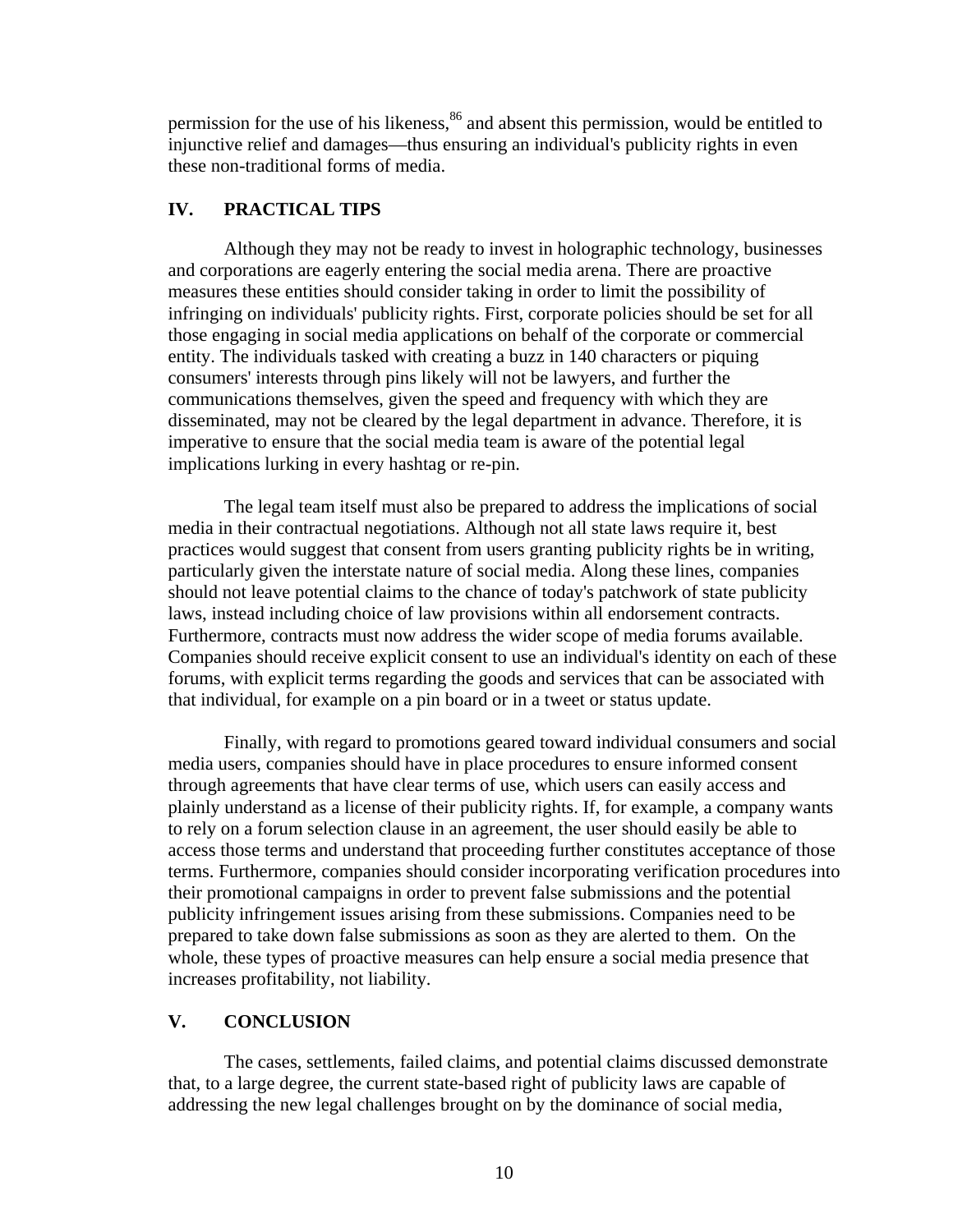permission for the use of his likeness,[86] and absent this permission, would be entitled to injunctive relief and damages—thus ensuring an individual's publicity rights in even these non-traditional forms of media.

## IV. PRACTICAL TIPS

Although they may not be ready to invest in holographic technology, businesses and corporations are eagerly entering the social media arena. There are proactive measures these entities should consider taking in order to limit the possibility of infringing on individuals' publicity rights. First, corporate policies should be set for all those engaging in social media applications on behalf of the corporate or commercial entity. The individuals tasked with creating a buzz in 140 characters or piquing consumers' interests through pins likely will not be lawyers, and further the communications themselves, given the speed and frequency with which they are disseminated, may not be cleared by the legal department in advance. Therefore, it is imperative to ensure that the social media team is aware of the potential legal implications lurking in every hashtag or re-pin.

The legal team itself must also be prepared to address the implications of social media in their contractual negotiations. Although not all state laws require it, best practices would suggest that consent from users granting publicity rights be in writing, particularly given the interstate nature of social media. Along these lines, companies should not leave potential claims to the chance of today's patchwork of state publicity laws, instead including choice of law provisions within all endorsement contracts. Furthermore, contracts must now address the wider scope of media forums available. Companies should receive explicit consent to use an individual's identity on each of these forums, with explicit terms regarding the goods and services that can be associated with that individual, for example on a pin board or in a tweet or status update.

Finally, with regard to promotions geared toward individual consumers and social media users, companies should have in place procedures to ensure informed consent through agreements that have clear terms of use, which users can easily access and plainly understand as a license of their publicity rights. If, for example, a company wants to rely on a forum selection clause in an agreement, the user should easily be able to access those terms and understand that proceeding further constitutes acceptance of those terms. Furthermore, companies should consider incorporating verification procedures into their promotional campaigns in order to prevent false submissions and the potential publicity infringement issues arising from these submissions. Companies need to be prepared to take down false submissions as soon as they are alerted to them. On the whole, these types of proactive measures can help ensure a social media presence that increases profitability, not liability.

## V. CONCLUSION

The cases, settlements, failed claims, and potential claims discussed demonstrate that, to a large degree, the current state-based right of publicity laws are capable of addressing the new legal challenges brought on by the dominance of social media,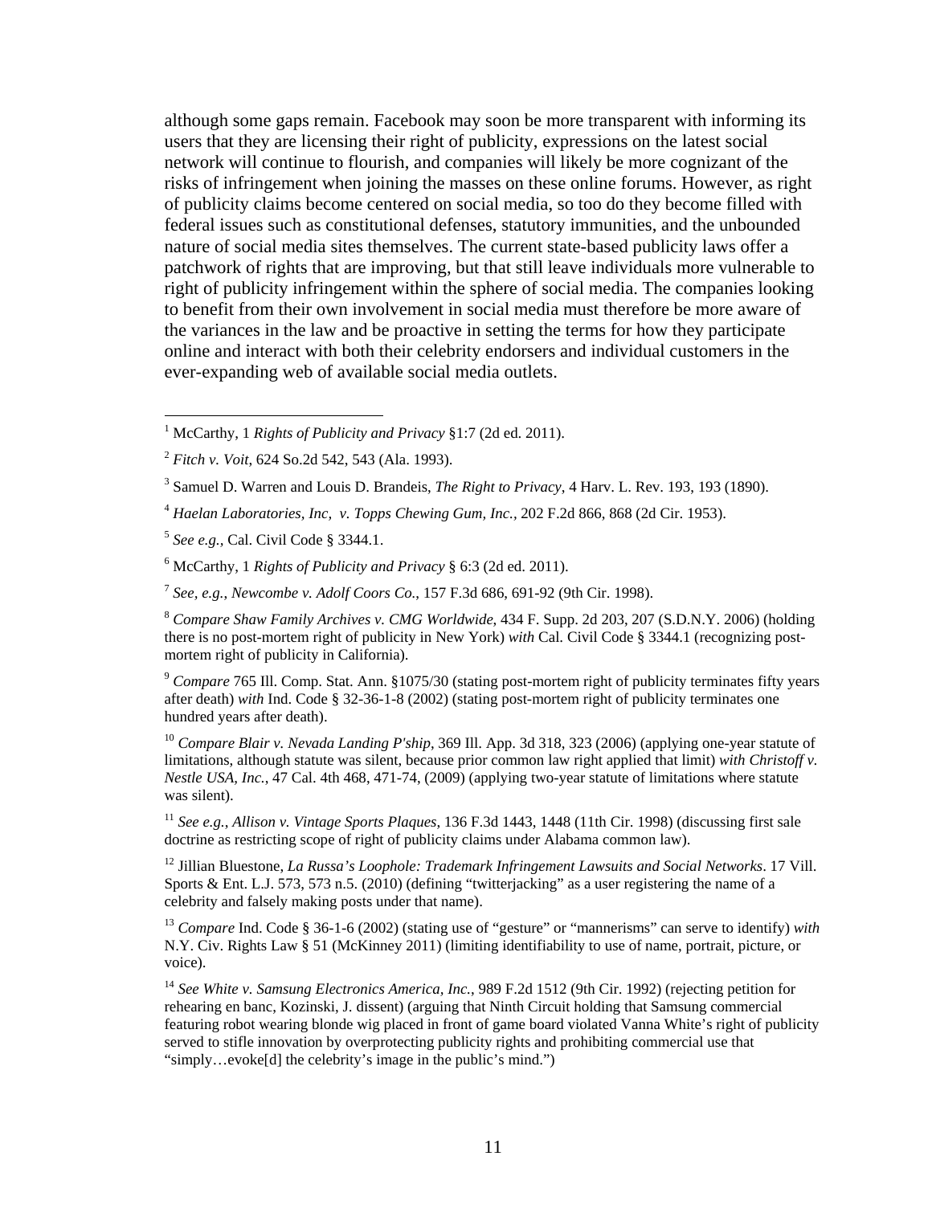although some gaps remain. Facebook may soon be more transparent with informing its users that they are licensing their right of publicity, expressions on the latest social network will continue to flourish, and companies will likely be more cognizant of the risks of infringement when joining the masses on these online forums. However, as right of publicity claims become centered on social media, so too do they become filled with federal issues such as constitutional defenses, statutory immunities, and the unbounded nature of social media sites themselves. The current state-based publicity laws offer a patchwork of rights that are improving, but that still leave individuals more vulnerable to right of publicity infringement within the sphere of social media. The companies looking to benefit from their own involvement in social media must therefore be more aware of the variances in the law and be proactive in setting the terms for how they participate online and interact with both their celebrity endorsers and individual customers in the ever-expanding web of available social media outlets.

---

[1] McCarthy, 1 *Rights of Publicity and Privacy* §1:7 (2d ed. 2011).

[2] *Fitch v. Voit*, 624 So.2d 542, 543 (Ala. 1993).

[3] Samuel D. Warren and Louis D. Brandeis, *The Right to Privacy*, 4 Harv. L. Rev. 193, 193 (1890).

[4] *Haelan Laboratories, Inc, v. Topps Chewing Gum, Inc.*, 202 F.2d 866, 868 (2d Cir. 1953).

[5] *See e.g.,* Cal. Civil Code § 3344.1.

[6] McCarthy, 1 *Rights of Publicity and Privacy* § 6:3 (2d ed. 2011).

[7] *See, e.g., Newcombe v. Adolf Coors Co.*, 157 F.3d 686, 691-92 (9th Cir. 1998).

[8] *Compare Shaw Family Archives v. CMG Worldwide*, 434 F. Supp. 2d 203, 207 (S.D.N.Y. 2006) (holding there is no post-mortem right of publicity in New York) *with* Cal. Civil Code § 3344.1 (recognizing post-mortem right of publicity in California).

[9] *Compare* 765 Ill. Comp. Stat. Ann. §1075/30 (stating post-mortem right of publicity terminates fifty years after death) *with* Ind. Code § 32-36-1-8 (2002) (stating post-mortem right of publicity terminates one hundred years after death).

[10] *Compare Blair v. Nevada Landing P'ship*, 369 Ill. App. 3d 318, 323 (2006) (applying one-year statute of limitations, although statute was silent, because prior common law right applied that limit) *with Christoff v. Nestle USA, Inc.*, 47 Cal. 4th 468, 471-74, (2009) (applying two-year statute of limitations where statute was silent).

[11] *See e.g., Allison v. Vintage Sports Plaques*, 136 F.3d 1443, 1448 (11th Cir. 1998) (discussing first sale doctrine as restricting scope of right of publicity claims under Alabama common law).

[12] Jillian Bluestone, *La Russa's Loophole: Trademark Infringement Lawsuits and Social Networks*. 17 Vill. Sports & Ent. L.J. 573, 573 n.5. (2010) (defining "twitterjacking" as a user registering the name of a celebrity and falsely making posts under that name).

[13] *Compare* Ind. Code § 36-1-6 (2002) (stating use of "gesture" or "mannerisms" can serve to identify) *with* N.Y. Civ. Rights Law § 51 (McKinney 2011) (limiting identifiability to use of name, portrait, picture, or voice).

[14] *See White v. Samsung Electronics America, Inc.*, 989 F.2d 1512 (9th Cir. 1992) (rejecting petition for rehearing en banc, Kozinski, J. dissent) (arguing that Ninth Circuit holding that Samsung commercial featuring robot wearing blonde wig placed in front of game board violated Vanna White's right of publicity served to stifle innovation by overprotecting publicity rights and prohibiting commercial use that "simply…evoke[d] the celebrity's image in the public's mind.")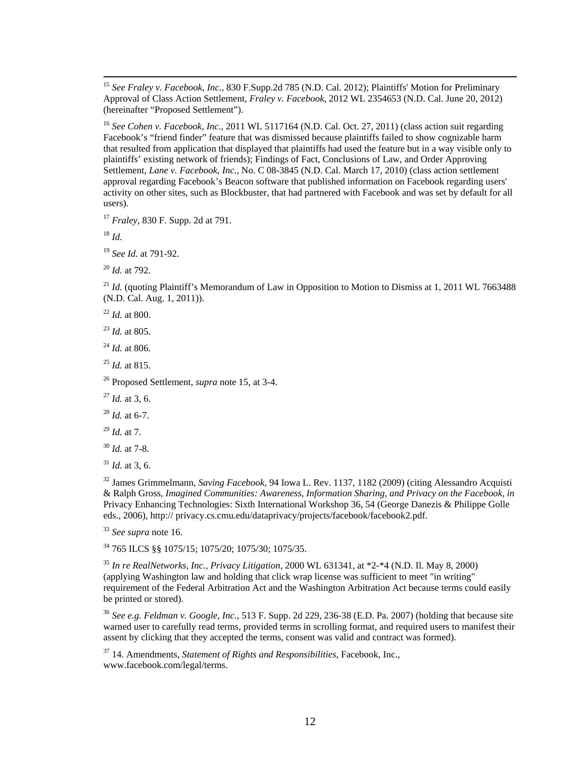[15] *See Fraley v. Facebook, Inc.*, 830 F.Supp.2d 785 (N.D. Cal. 2012); Plaintiffs' Motion for Preliminary Approval of Class Action Settlement, *Fraley v. Facebook*, 2012 WL 2354653 (N.D. Cal. June 20, 2012) (hereinafter "Proposed Settlement").

[16] *See Cohen v. Facebook, Inc.*, 2011 WL 5117164 (N.D. Cal. Oct. 27, 2011) (class action suit regarding Facebook's "friend finder" feature that was dismissed because plaintiffs failed to show cognizable harm that resulted from application that displayed that plaintiffs had used the feature but in a way visible only to plaintiffs' existing network of friends); Findings of Fact, Conclusions of Law, and Order Approving Settlement, *Lane v. Facebook, Inc.*, No. C 08-3845 (N.D. Cal. March 17, 2010) (class action settlement approval regarding Facebook's Beacon software that published information on Facebook regarding users' activity on other sites, such as Blockbuster, that had partnered with Facebook and was set by default for all users).

[17] *Fraley*, 830 F. Supp. 2d at 791.

[18] *Id.*

[19] *See Id.* at 791-92.

[20] *Id.* at 792.

[21] *Id.* (quoting Plaintiff's Memorandum of Law in Opposition to Motion to Dismiss at 1, 2011 WL 7663488 (N.D. Cal. Aug. 1, 2011)).

[22] *Id.* at 800.

[23] *Id.* at 805.

[24] *Id.* at 806.

[25] *Id.* at 815.

[26] Proposed Settlement, *supra* note 15, at 3-4.

[27] *Id.* at 3, 6.

[28] *Id.* at 6-7.

[29] *Id.* at 7.

[30] *Id.* at 7-8.

[31] *Id.* at 3, 6.

[32] James Grimmelmann, *Saving Facebook*, 94 Iowa L. Rev. 1137, 1182 (2009) (citing Alessandro Acquisti & Ralph Gross, *Imagined Communities: Awareness, Information Sharing, and Privacy on the Facebook, in* Privacy Enhancing Technologies: Sixth International Workshop 36, 54 (George Danezis & Philippe Golle eds., 2006), http:// privacy.cs.cmu.edu/dataprivacy/projects/facebook/facebook2.pdf.

[33] *See supra* note 16.

[34] 765 ILCS §§ 1075/15; 1075/20; 1075/30; 1075/35.

[35] *In re RealNetworks, Inc., Privacy Litigation*, 2000 WL 631341, at *2-*4 (N.D. Il. May 8, 2000) (applying Washington law and holding that click wrap license was sufficient to meet "in writing" requirement of the Federal Arbitration Act and the Washington Arbitration Act because terms could easily be printed or stored).

[36] *See e.g. Feldman v. Google, Inc.*, 513 F. Supp. 2d 229, 236-38 (E.D. Pa. 2007) (holding that because site warned user to carefully read terms, provided terms in scrolling format, and required users to manifest their assent by clicking that they accepted the terms, consent was valid and contract was formed).

[37] 14. Amendments, *Statement of Rights and Responsibilities*, Facebook, Inc., www.facebook.com/legal/terms.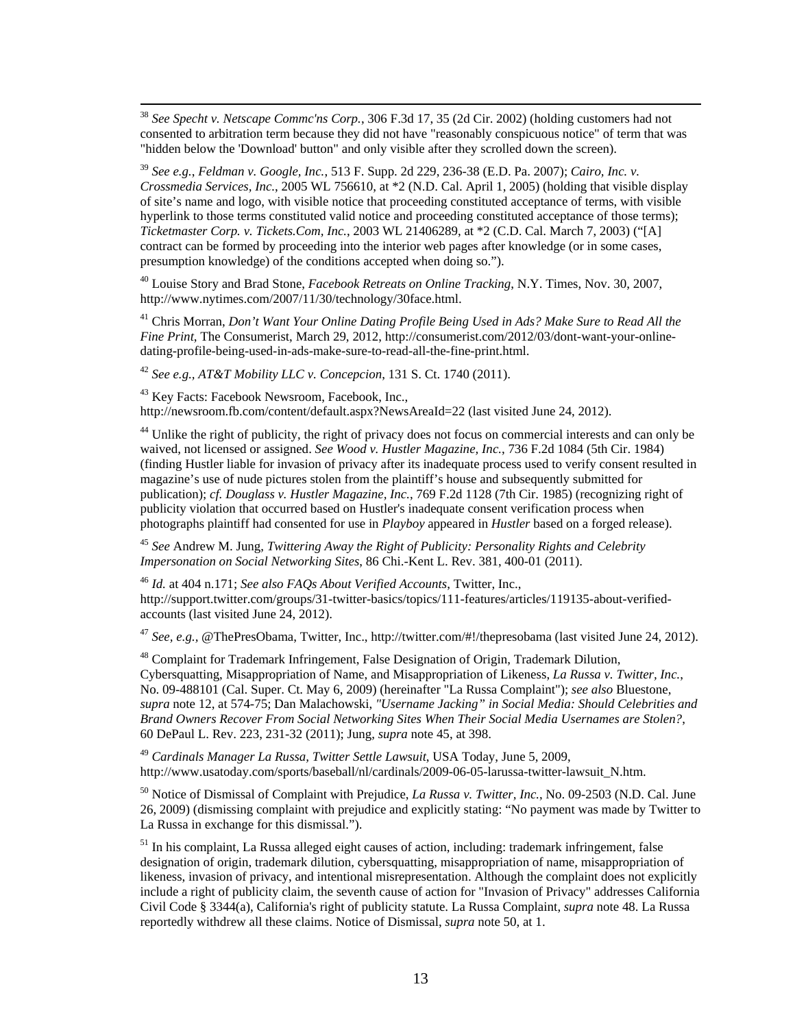[38] *See Specht v. Netscape Commc'ns Corp.*, 306 F.3d 17, 35 (2d Cir. 2002) (holding customers had not consented to arbitration term because they did not have "reasonably conspicuous notice" of term that was "hidden below the 'Download' button" and only visible after they scrolled down the screen).

[39] *See e.g.*, *Feldman v. Google, Inc.*, 513 F. Supp. 2d 229, 236-38 (E.D. Pa. 2007); *Cairo, Inc. v. Crossmedia Services, Inc.*, 2005 WL 756610, at *2 (N.D. Cal. April 1, 2005) (holding that visible display of site's name and logo, with visible notice that proceeding constituted acceptance of terms, with visible hyperlink to those terms constituted valid notice and proceeding constituted acceptance of those terms); *Ticketmaster Corp. v. Tickets.Com, Inc.*, 2003 WL 21406289, at *2 (C.D. Cal. March 7, 2003) ("[A] contract can be formed by proceeding into the interior web pages after knowledge (or in some cases, presumption knowledge) of the conditions accepted when doing so.").

[40] Louise Story and Brad Stone, *Facebook Retreats on Online Tracking*, N.Y. Times, Nov. 30, 2007, http://www.nytimes.com/2007/11/30/technology/30face.html.

[41] Chris Morran, *Don't Want Your Online Dating Profile Being Used in Ads? Make Sure to Read All the Fine Print*, The Consumerist, March 29, 2012, http://consumerist.com/2012/03/dont-want-your-online-dating-profile-being-used-in-ads-make-sure-to-read-all-the-fine-print.html.

[42] *See e.g., AT&T Mobility LLC v. Concepcion*, 131 S. Ct. 1740 (2011).

[43] Key Facts: Facebook Newsroom, Facebook, Inc., http://newsroom.fb.com/content/default.aspx?NewsAreaId=22 (last visited June 24, 2012).

[44] Unlike the right of publicity, the right of privacy does not focus on commercial interests and can only be waived, not licensed or assigned. *See Wood v. Hustler Magazine, Inc.*, 736 F.2d 1084 (5th Cir. 1984) (finding Hustler liable for invasion of privacy after its inadequate process used to verify consent resulted in magazine's use of nude pictures stolen from the plaintiff's house and subsequently submitted for publication); *cf. Douglass v. Hustler Magazine, Inc.*, 769 F.2d 1128 (7th Cir. 1985) (recognizing right of publicity violation that occurred based on Hustler's inadequate consent verification process when photographs plaintiff had consented for use in *Playboy* appeared in *Hustler* based on a forged release).

[45] *See* Andrew M. Jung, *Twittering Away the Right of Publicity: Personality Rights and Celebrity Impersonation on Social Networking Sites*, 86 Chi.-Kent L. Rev. 381, 400-01 (2011).

[46] *Id.* at 404 n.171; *See also FAQs About Verified Accounts*, Twitter, Inc., http://support.twitter.com/groups/31-twitter-basics/topics/111-features/articles/119135-about-verified-accounts (last visited June 24, 2012).

[47] *See, e.g.,* @ThePresObama, Twitter, Inc., http://twitter.com/#!/thepresobama (last visited June 24, 2012).

[48] Complaint for Trademark Infringement, False Designation of Origin, Trademark Dilution, Cybersquatting, Misappropriation of Name, and Misappropriation of Likeness, *La Russa v. Twitter, Inc.*, No. 09-488101 (Cal. Super. Ct. May 6, 2009) (hereinafter "La Russa Complaint"); *see also* Bluestone, *supra* note 12, at 574-75; Dan Malachowski, *"Username Jacking" in Social Media: Should Celebrities and Brand Owners Recover From Social Networking Sites When Their Social Media Usernames are Stolen?*, 60 DePaul L. Rev. 223, 231-32 (2011); Jung, *supra* note 45, at 398.

[49] *Cardinals Manager La Russa, Twitter Settle Lawsuit*, USA Today, June 5, 2009, http://www.usatoday.com/sports/baseball/nl/cardinals/2009-06-05-larussa-twitter-lawsuit_N.htm.

[50] Notice of Dismissal of Complaint with Prejudice, *La Russa v. Twitter, Inc.*, No. 09-2503 (N.D. Cal. June 26, 2009) (dismissing complaint with prejudice and explicitly stating: "No payment was made by Twitter to La Russa in exchange for this dismissal.").

[51] In his complaint, La Russa alleged eight causes of action, including: trademark infringement, false designation of origin, trademark dilution, cybersquatting, misappropriation of name, misappropriation of likeness, invasion of privacy, and intentional misrepresentation. Although the complaint does not explicitly include a right of publicity claim, the seventh cause of action for "Invasion of Privacy" addresses California Civil Code § 3344(a), California's right of publicity statute. La Russa Complaint, *supra* note 48. La Russa reportedly withdrew all these claims. Notice of Dismissal, *supra* note 50, at 1.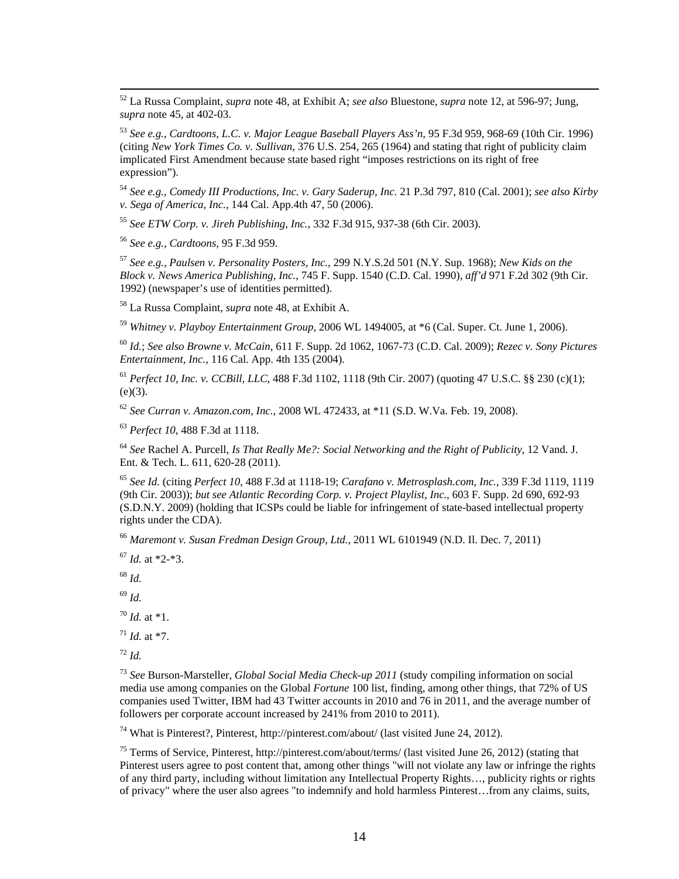[52] La Russa Complaint, *supra* note 48, at Exhibit A; *see also* Bluestone, *supra* note 12, at 596-97; Jung, *supra* note 45, at 402-03.

[53] *See e.g., Cardtoons, L.C. v. Major League Baseball Players Ass'n*, 95 F.3d 959, 968-69 (10th Cir. 1996) (citing *New York Times Co. v. Sullivan*, 376 U.S. 254, 265 (1964) and stating that right of publicity claim implicated First Amendment because state based right "imposes restrictions on its right of free expression").

[54] *See e.g., Comedy III Productions, Inc. v. Gary Saderup, Inc.* 21 P.3d 797, 810 (Cal. 2001); *see also Kirby v. Sega of America, Inc.*, 144 Cal. App.4th 47, 50 (2006).

[55] *See ETW Corp. v. Jireh Publishing, Inc.*, 332 F.3d 915, 937-38 (6th Cir. 2003).

[56] *See e.g., Cardtoons*, 95 F.3d 959.

[57] *See e.g., Paulsen v. Personality Posters, Inc.*, 299 N.Y.S.2d 501 (N.Y. Sup. 1968); *New Kids on the Block v. News America Publishing, Inc.*, 745 F. Supp. 1540 (C.D. Cal. 1990), *aff'd* 971 F.2d 302 (9th Cir. 1992) (newspaper's use of identities permitted).

[58] La Russa Complaint, *supra* note 48, at Exhibit A.

[59] *Whitney v. Playboy Entertainment Group*, 2006 WL 1494005, at *6 (Cal. Super. Ct. June 1, 2006).

[60] *Id.*; *See also Browne v. McCain*, 611 F. Supp. 2d 1062, 1067-73 (C.D. Cal. 2009); *Rezec v. Sony Pictures Entertainment, Inc.*, 116 Cal. App. 4th 135 (2004).

[61] *Perfect 10, Inc. v. CCBill, LLC*, 488 F.3d 1102, 1118 (9th Cir. 2007) (quoting 47 U.S.C. §§ 230 (c)(1); (e)(3).

[62] *See Curran v. Amazon.com, Inc.*, 2008 WL 472433, at *11 (S.D. W.Va. Feb. 19, 2008).

[63] *Perfect 10*, 488 F.3d at 1118.

[64] *See* Rachel A. Purcell, *Is That Really Me?: Social Networking and the Right of Publicity*, 12 Vand. J. Ent. & Tech. L. 611, 620-28 (2011).

[65] *See Id.* (citing *Perfect 10*, 488 F.3d at 1118-19; *Carafano v. Metrosplash.com, Inc.*, 339 F.3d 1119, 1119 (9th Cir. 2003)); *but see Atlantic Recording Corp. v. Project Playlist, Inc.*, 603 F. Supp. 2d 690, 692-93 (S.D.N.Y. 2009) (holding that ICSPs could be liable for infringement of state-based intellectual property rights under the CDA).

[66] *Maremont v. Susan Fredman Design Group, Ltd.*, 2011 WL 6101949 (N.D. Il. Dec. 7, 2011)

[67] *Id.* at *2-*3.

[68] *Id.*

[69] *Id.*

[70] *Id.* at *1.

[71] *Id.* at *7.

[72] *Id.*

[73] *See* Burson-Marsteller, *Global Social Media Check-up 2011* (study compiling information on social media use among companies on the Global *Fortune* 100 list, finding, among other things, that 72% of US companies used Twitter, IBM had 43 Twitter accounts in 2010 and 76 in 2011, and the average number of followers per corporate account increased by 241% from 2010 to 2011).

[74] What is Pinterest?, Pinterest, http://pinterest.com/about/ (last visited June 24, 2012).

[75] Terms of Service, Pinterest, http://pinterest.com/about/terms/ (last visited June 26, 2012) (stating that Pinterest users agree to post content that, among other things "will not violate any law or infringe the rights of any third party, including without limitation any Intellectual Property Rights…, publicity rights or rights of privacy" where the user also agrees "to indemnify and hold harmless Pinterest…from any claims, suits,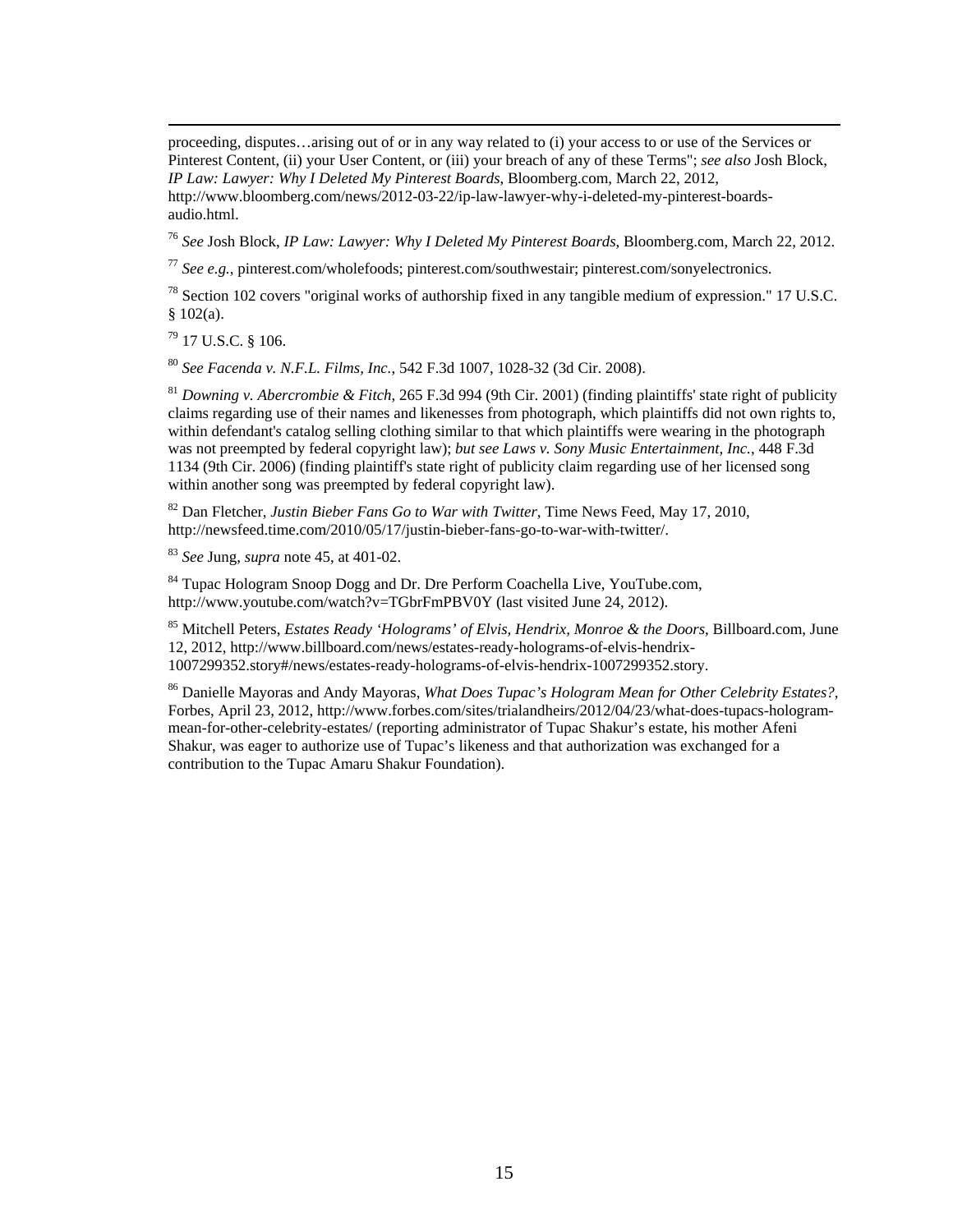proceeding, disputes…arising out of or in any way related to (i) your access to or use of the Services or Pinterest Content, (ii) your User Content, or (iii) your breach of any of these Terms"; *see also* Josh Block, *IP Law: Lawyer: Why I Deleted My Pinterest Boards*, Bloomberg.com, March 22, 2012, http://www.bloomberg.com/news/2012-03-22/ip-law-lawyer-why-i-deleted-my-pinterest-boards-audio.html.

[76] *See* Josh Block, *IP Law: Lawyer: Why I Deleted My Pinterest Boards*, Bloomberg.com, March 22, 2012.

[77] *See e.g.*, pinterest.com/wholefoods; pinterest.com/southwestair; pinterest.com/sonyelectronics.

[78] Section 102 covers "original works of authorship fixed in any tangible medium of expression." 17 U.S.C. § 102(a).

[79] 17 U.S.C. § 106.

[80] *See Facenda v. N.F.L. Films, Inc.*, 542 F.3d 1007, 1028-32 (3d Cir. 2008).

[81] *Downing v. Abercrombie & Fitch*, 265 F.3d 994 (9th Cir. 2001) (finding plaintiffs' state right of publicity claims regarding use of their names and likenesses from photograph, which plaintiffs did not own rights to, within defendant's catalog selling clothing similar to that which plaintiffs were wearing in the photograph was not preempted by federal copyright law); *but see Laws v. Sony Music Entertainment, Inc.*, 448 F.3d 1134 (9th Cir. 2006) (finding plaintiff's state right of publicity claim regarding use of her licensed song within another song was preempted by federal copyright law).

[82] Dan Fletcher, *Justin Bieber Fans Go to War with Twitter*, Time News Feed, May 17, 2010, http://newsfeed.time.com/2010/05/17/justin-bieber-fans-go-to-war-with-twitter/.

[83] *See* Jung, *supra* note 45, at 401-02.

[84] Tupac Hologram Snoop Dogg and Dr. Dre Perform Coachella Live, YouTube.com, http://www.youtube.com/watch?v=TGbrFmPBV0Y (last visited June 24, 2012).

[85] Mitchell Peters, *Estates Ready 'Holograms' of Elvis, Hendrix, Monroe & the Doors*, Billboard.com, June 12, 2012, http://www.billboard.com/news/estates-ready-holograms-of-elvis-hendrix-1007299352.story#/news/estates-ready-holograms-of-elvis-hendrix-1007299352.story.

[86] Danielle Mayoras and Andy Mayoras, *What Does Tupac's Hologram Mean for Other Celebrity Estates?*, Forbes, April 23, 2012, http://www.forbes.com/sites/trialandheirs/2012/04/23/what-does-tupacs-hologram-mean-for-other-celebrity-estates/ (reporting administrator of Tupac Shakur's estate, his mother Afeni Shakur, was eager to authorize use of Tupac's likeness and that authorization was exchanged for a contribution to the Tupac Amaru Shakur Foundation).